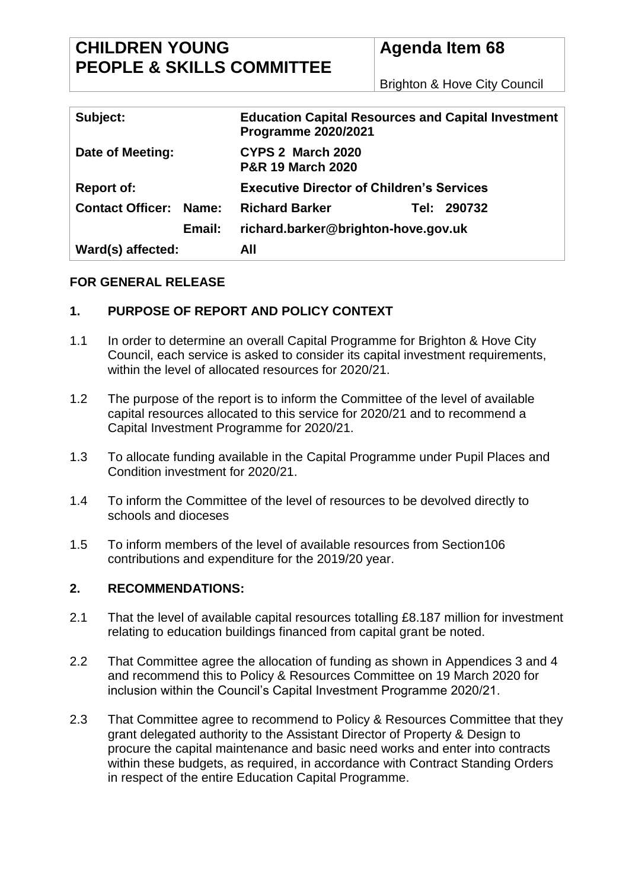| **CHILDREN YOUNG PEOPLE & SKILLS COMMITTEE** | **Agenda Item 68** Brighton & Hove City Council |
|---|---|

| | | |
|---|---|---|
| **Subject:** | | **Education Capital Resources and Capital Investment Programme 2020/2021** |
| **Date of Meeting:** | | **CYPS 2 March 2020** **P&R 19 March 2020** |
| **Report of:** | | **Executive Director of Children's Services** |
| **Contact Officer:** | **Name:** | **Richard Barker** **Tel: 290732** |
| | **Email:** | **richard.barker@brighton-hove.gov.uk** |
| **Ward(s) affected:** | | **All** |

**FOR GENERAL RELEASE**

## 1. PURPOSE OF REPORT AND POLICY CONTEXT

1.1 In order to determine an overall Capital Programme for Brighton & Hove City Council, each service is asked to consider its capital investment requirements, within the level of allocated resources for 2020/21.

1.2 The purpose of the report is to inform the Committee of the level of available capital resources allocated to this service for 2020/21 and to recommend a Capital Investment Programme for 2020/21.

1.3 To allocate funding available in the Capital Programme under Pupil Places and Condition investment for 2020/21.

1.4 To inform the Committee of the level of resources to be devolved directly to schools and dioceses

1.5 To inform members of the level of available resources from Section106 contributions and expenditure for the 2019/20 year.

## 2. RECOMMENDATIONS:

2.1 That the level of available capital resources totalling £8.187 million for investment relating to education buildings financed from capital grant be noted.

2.2 That Committee agree the allocation of funding as shown in Appendices 3 and 4 and recommend this to Policy & Resources Committee on 19 March 2020 for inclusion within the Council's Capital Investment Programme 2020/21.

2.3 That Committee agree to recommend to Policy & Resources Committee that they grant delegated authority to the Assistant Director of Property & Design to procure the capital maintenance and basic need works and enter into contracts within these budgets, as required, in accordance with Contract Standing Orders in respect of the entire Education Capital Programme.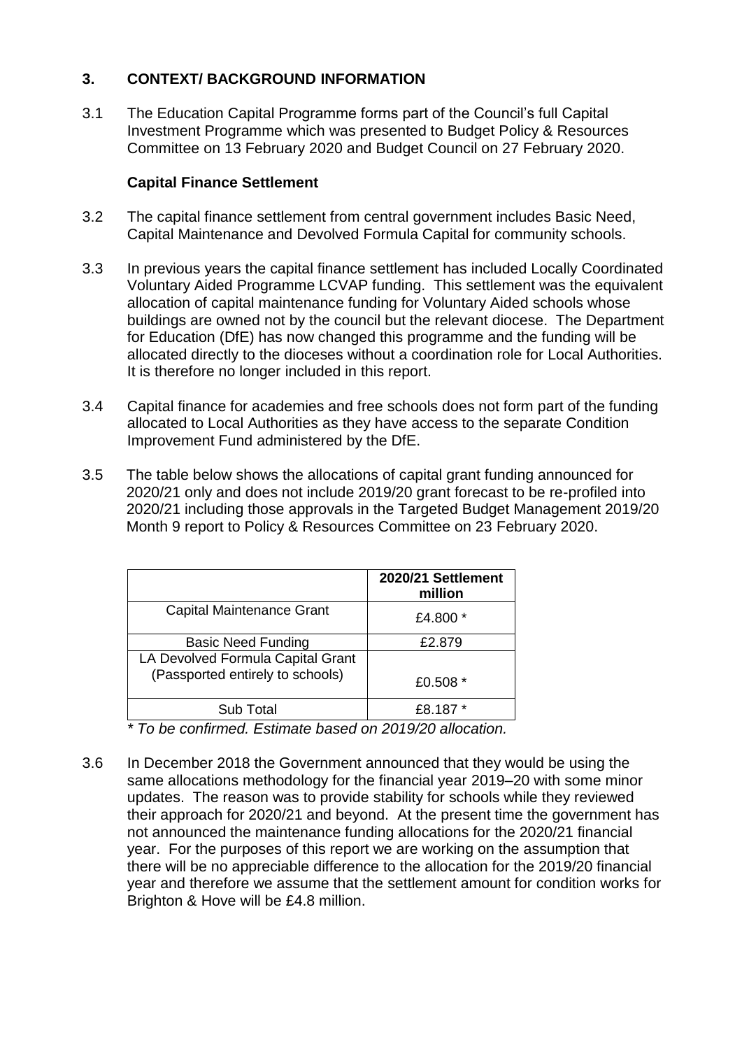## 3. CONTEXT/ BACKGROUND INFORMATION

3.1 The Education Capital Programme forms part of the Council's full Capital Investment Programme which was presented to Budget Policy & Resources Committee on 13 February 2020 and Budget Council on 27 February 2020.

**Capital Finance Settlement**

3.2 The capital finance settlement from central government includes Basic Need, Capital Maintenance and Devolved Formula Capital for community schools.

3.3 In previous years the capital finance settlement has included Locally Coordinated Voluntary Aided Programme LCVAP funding. This settlement was the equivalent allocation of capital maintenance funding for Voluntary Aided schools whose buildings are owned not by the council but the relevant diocese. The Department for Education (DfE) has now changed this programme and the funding will be allocated directly to the dioceses without a coordination role for Local Authorities. It is therefore no longer included in this report.

3.4 Capital finance for academies and free schools does not form part of the funding allocated to Local Authorities as they have access to the separate Condition Improvement Fund administered by the DfE.

3.5 The table below shows the allocations of capital grant funding announced for 2020/21 only and does not include 2019/20 grant forecast to be re-profiled into 2020/21 including those approvals in the Targeted Budget Management 2019/20 Month 9 report to Policy & Resources Committee on 23 February 2020.

| | 2020/21 Settlement million |
|---|---|
| Capital Maintenance Grant | £4.800 * |
| Basic Need Funding | £2.879 |
| LA Devolved Formula Capital Grant (Passported entirely to schools) | £0.508 * |
| Sub Total | £8.187 * |

*\* To be confirmed. Estimate based on 2019/20 allocation.*

3.6 In December 2018 the Government announced that they would be using the same allocations methodology for the financial year 2019–20 with some minor updates. The reason was to provide stability for schools while they reviewed their approach for 2020/21 and beyond. At the present time the government has not announced the maintenance funding allocations for the 2020/21 financial year. For the purposes of this report we are working on the assumption that there will be no appreciable difference to the allocation for the 2019/20 financial year and therefore we assume that the settlement amount for condition works for Brighton & Hove will be £4.8 million.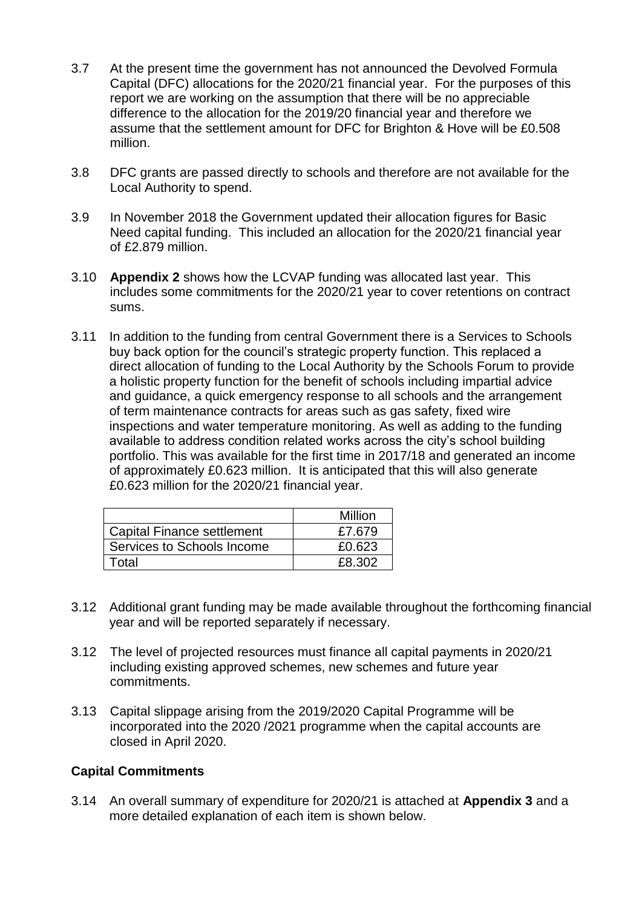3.7 At the present time the government has not announced the Devolved Formula Capital (DFC) allocations for the 2020/21 financial year. For the purposes of this report we are working on the assumption that there will be no appreciable difference to the allocation for the 2019/20 financial year and therefore we assume that the settlement amount for DFC for Brighton & Hove will be £0.508 million.

3.8 DFC grants are passed directly to schools and therefore are not available for the Local Authority to spend.

3.9 In November 2018 the Government updated their allocation figures for Basic Need capital funding. This included an allocation for the 2020/21 financial year of £2.879 million.

3.10 **Appendix 2** shows how the LCVAP funding was allocated last year. This includes some commitments for the 2020/21 year to cover retentions on contract sums.

3.11 In addition to the funding from central Government there is a Services to Schools buy back option for the council's strategic property function. This replaced a direct allocation of funding to the Local Authority by the Schools Forum to provide a holistic property function for the benefit of schools including impartial advice and guidance, a quick emergency response to all schools and the arrangement of term maintenance contracts for areas such as gas safety, fixed wire inspections and water temperature monitoring. As well as adding to the funding available to address condition related works across the city's school building portfolio. This was available for the first time in 2017/18 and generated an income of approximately £0.623 million. It is anticipated that this will also generate £0.623 million for the 2020/21 financial year.

| | Million |
|---|---|
| Capital Finance settlement | £7.679 |
| Services to Schools Income | £0.623 |
| Total | £8.302 |

3.12 Additional grant funding may be made available throughout the forthcoming financial year and will be reported separately if necessary.

3.12 The level of projected resources must finance all capital payments in 2020/21 including existing approved schemes, new schemes and future year commitments.

3.13 Capital slippage arising from the 2019/2020 Capital Programme will be incorporated into the 2020 /2021 programme when the capital accounts are closed in April 2020.

**Capital Commitments**

3.14 An overall summary of expenditure for 2020/21 is attached at **Appendix 3** and a more detailed explanation of each item is shown below.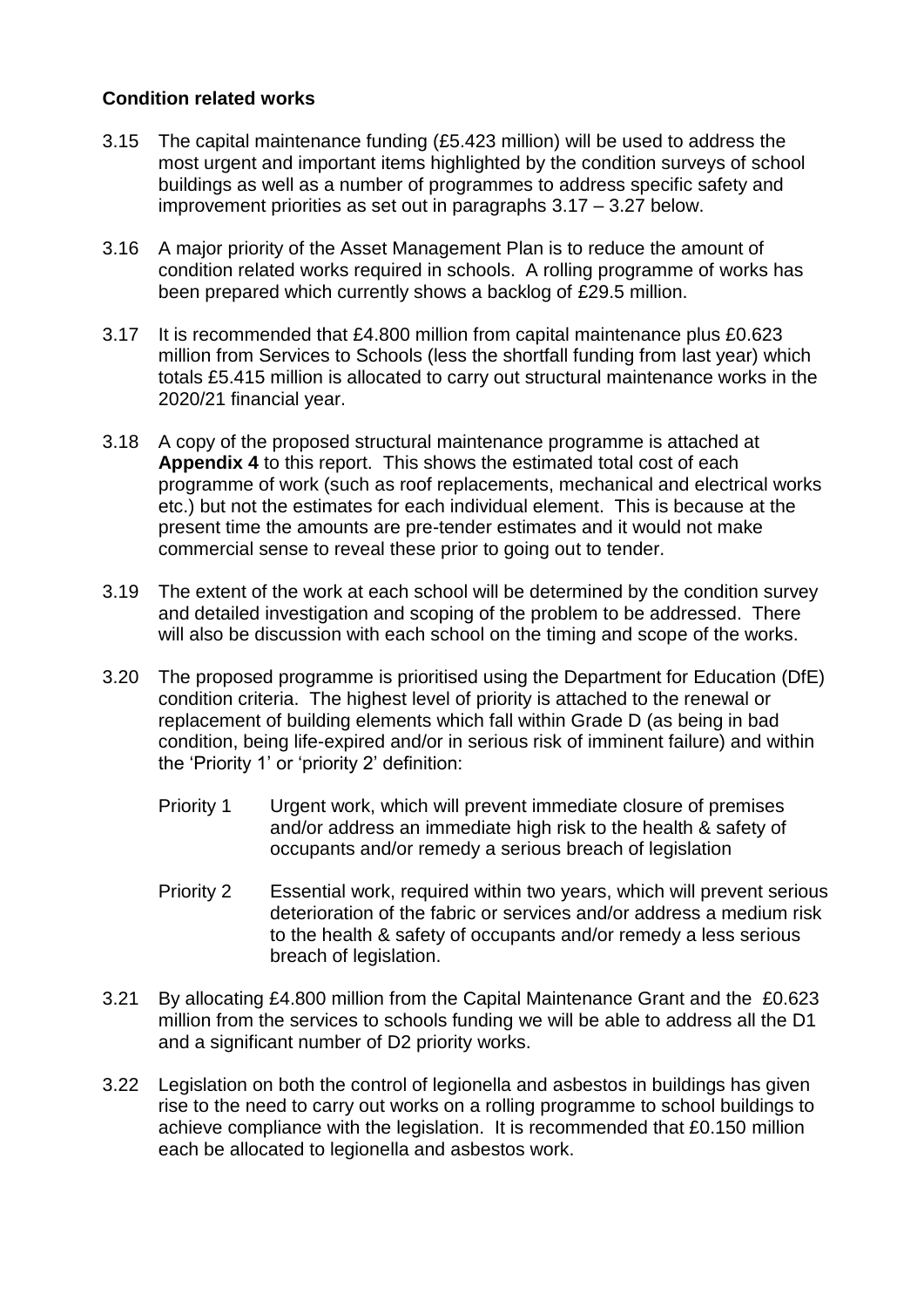**Condition related works**

3.15 The capital maintenance funding (£5.423 million) will be used to address the most urgent and important items highlighted by the condition surveys of school buildings as well as a number of programmes to address specific safety and improvement priorities as set out in paragraphs 3.17 – 3.27 below.

3.16 A major priority of the Asset Management Plan is to reduce the amount of condition related works required in schools. A rolling programme of works has been prepared which currently shows a backlog of £29.5 million.

3.17 It is recommended that £4.800 million from capital maintenance plus £0.623 million from Services to Schools (less the shortfall funding from last year) which totals £5.415 million is allocated to carry out structural maintenance works in the 2020/21 financial year.

3.18 A copy of the proposed structural maintenance programme is attached at **Appendix 4** to this report. This shows the estimated total cost of each programme of work (such as roof replacements, mechanical and electrical works etc.) but not the estimates for each individual element. This is because at the present time the amounts are pre-tender estimates and it would not make commercial sense to reveal these prior to going out to tender.

3.19 The extent of the work at each school will be determined by the condition survey and detailed investigation and scoping of the problem to be addressed. There will also be discussion with each school on the timing and scope of the works.

3.20 The proposed programme is prioritised using the Department for Education (DfE) condition criteria. The highest level of priority is attached to the renewal or replacement of building elements which fall within Grade D (as being in bad condition, being life-expired and/or in serious risk of imminent failure) and within the 'Priority 1' or 'priority 2' definition:

Priority 1 Urgent work, which will prevent immediate closure of premises and/or address an immediate high risk to the health & safety of occupants and/or remedy a serious breach of legislation

Priority 2 Essential work, required within two years, which will prevent serious deterioration of the fabric or services and/or address a medium risk to the health & safety of occupants and/or remedy a less serious breach of legislation.

3.21 By allocating £4.800 million from the Capital Maintenance Grant and the £0.623 million from the services to schools funding we will be able to address all the D1 and a significant number of D2 priority works.

3.22 Legislation on both the control of legionella and asbestos in buildings has given rise to the need to carry out works on a rolling programme to school buildings to achieve compliance with the legislation. It is recommended that £0.150 million each be allocated to legionella and asbestos work.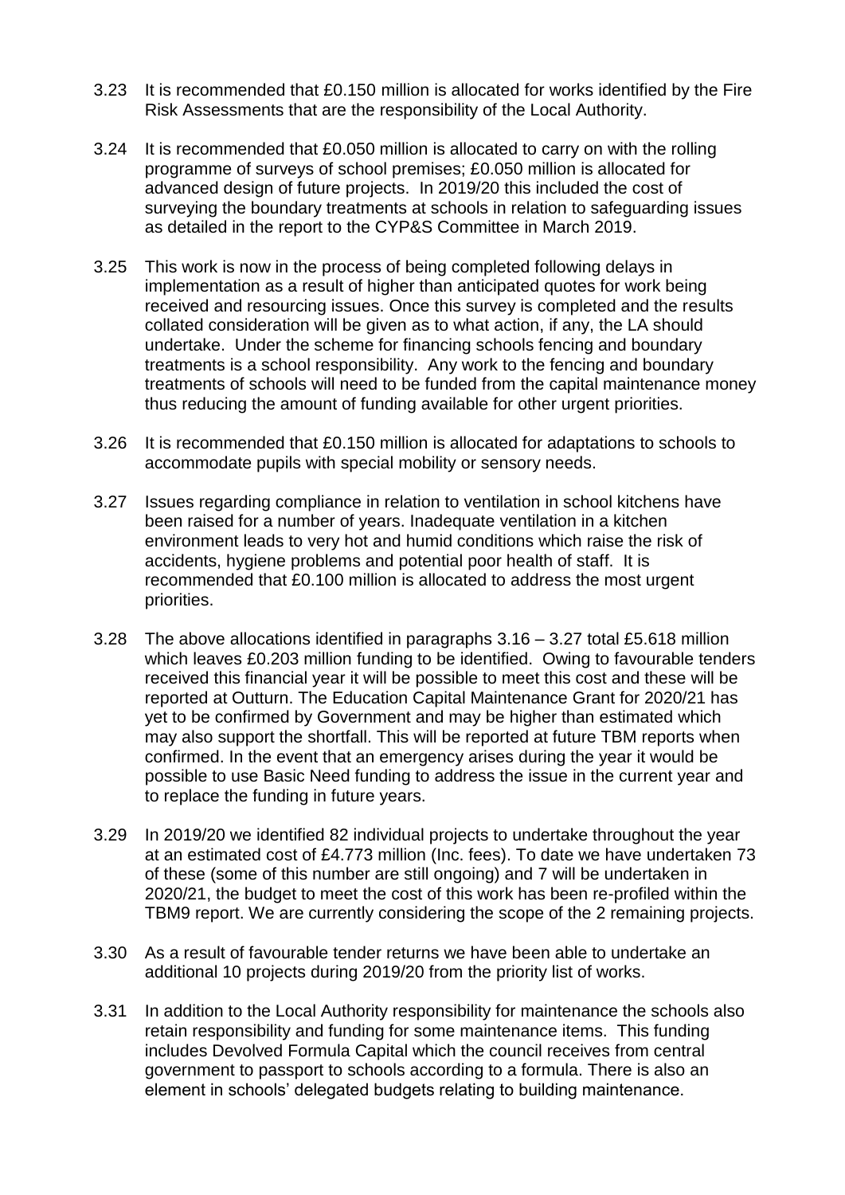3.23 It is recommended that £0.150 million is allocated for works identified by the Fire Risk Assessments that are the responsibility of the Local Authority.

3.24 It is recommended that £0.050 million is allocated to carry on with the rolling programme of surveys of school premises; £0.050 million is allocated for advanced design of future projects. In 2019/20 this included the cost of surveying the boundary treatments at schools in relation to safeguarding issues as detailed in the report to the CYP&S Committee in March 2019.

3.25 This work is now in the process of being completed following delays in implementation as a result of higher than anticipated quotes for work being received and resourcing issues. Once this survey is completed and the results collated consideration will be given as to what action, if any, the LA should undertake. Under the scheme for financing schools fencing and boundary treatments is a school responsibility. Any work to the fencing and boundary treatments of schools will need to be funded from the capital maintenance money thus reducing the amount of funding available for other urgent priorities.

3.26 It is recommended that £0.150 million is allocated for adaptations to schools to accommodate pupils with special mobility or sensory needs.

3.27 Issues regarding compliance in relation to ventilation in school kitchens have been raised for a number of years. Inadequate ventilation in a kitchen environment leads to very hot and humid conditions which raise the risk of accidents, hygiene problems and potential poor health of staff. It is recommended that £0.100 million is allocated to address the most urgent priorities.

3.28 The above allocations identified in paragraphs 3.16 – 3.27 total £5.618 million which leaves £0.203 million funding to be identified. Owing to favourable tenders received this financial year it will be possible to meet this cost and these will be reported at Outturn. The Education Capital Maintenance Grant for 2020/21 has yet to be confirmed by Government and may be higher than estimated which may also support the shortfall. This will be reported at future TBM reports when confirmed. In the event that an emergency arises during the year it would be possible to use Basic Need funding to address the issue in the current year and to replace the funding in future years.

3.29 In 2019/20 we identified 82 individual projects to undertake throughout the year at an estimated cost of £4.773 million (Inc. fees). To date we have undertaken 73 of these (some of this number are still ongoing) and 7 will be undertaken in 2020/21, the budget to meet the cost of this work has been re-profiled within the TBM9 report. We are currently considering the scope of the 2 remaining projects.

3.30 As a result of favourable tender returns we have been able to undertake an additional 10 projects during 2019/20 from the priority list of works.

3.31 In addition to the Local Authority responsibility for maintenance the schools also retain responsibility and funding for some maintenance items. This funding includes Devolved Formula Capital which the council receives from central government to passport to schools according to a formula. There is also an element in schools' delegated budgets relating to building maintenance.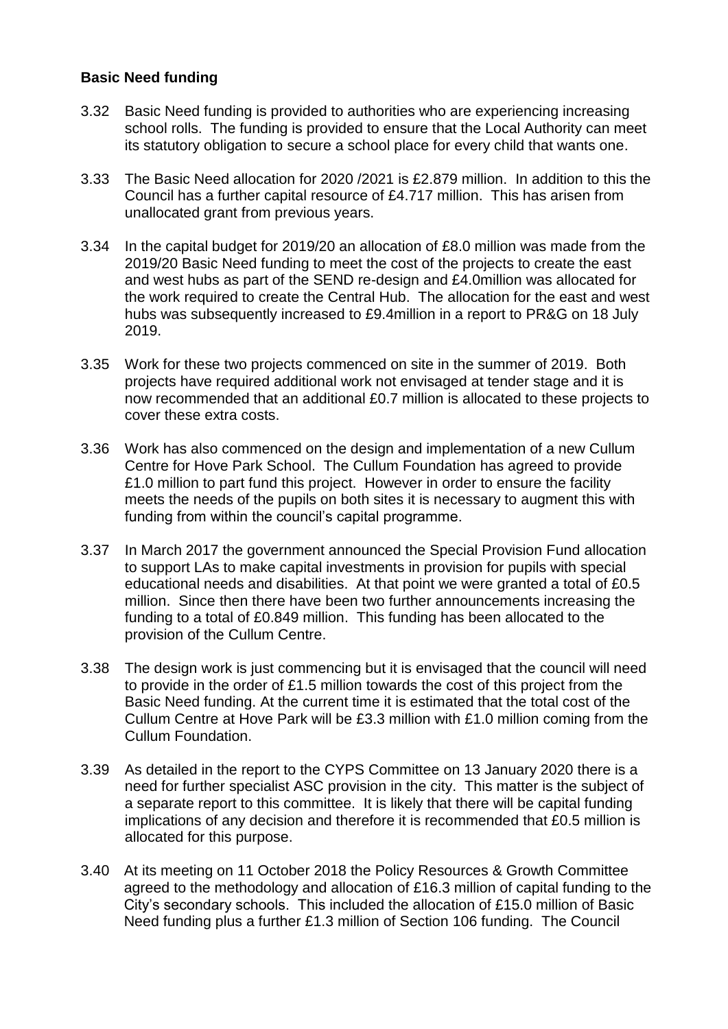**Basic Need funding**

3.32 Basic Need funding is provided to authorities who are experiencing increasing school rolls. The funding is provided to ensure that the Local Authority can meet its statutory obligation to secure a school place for every child that wants one.

3.33 The Basic Need allocation for 2020 /2021 is £2.879 million. In addition to this the Council has a further capital resource of £4.717 million. This has arisen from unallocated grant from previous years.

3.34 In the capital budget for 2019/20 an allocation of £8.0 million was made from the 2019/20 Basic Need funding to meet the cost of the projects to create the east and west hubs as part of the SEND re-design and £4.0million was allocated for the work required to create the Central Hub. The allocation for the east and west hubs was subsequently increased to £9.4million in a report to PR&G on 18 July 2019.

3.35 Work for these two projects commenced on site in the summer of 2019. Both projects have required additional work not envisaged at tender stage and it is now recommended that an additional £0.7 million is allocated to these projects to cover these extra costs.

3.36 Work has also commenced on the design and implementation of a new Cullum Centre for Hove Park School. The Cullum Foundation has agreed to provide £1.0 million to part fund this project. However in order to ensure the facility meets the needs of the pupils on both sites it is necessary to augment this with funding from within the council's capital programme.

3.37 In March 2017 the government announced the Special Provision Fund allocation to support LAs to make capital investments in provision for pupils with special educational needs and disabilities. At that point we were granted a total of £0.5 million. Since then there have been two further announcements increasing the funding to a total of £0.849 million. This funding has been allocated to the provision of the Cullum Centre.

3.38 The design work is just commencing but it is envisaged that the council will need to provide in the order of £1.5 million towards the cost of this project from the Basic Need funding. At the current time it is estimated that the total cost of the Cullum Centre at Hove Park will be £3.3 million with £1.0 million coming from the Cullum Foundation.

3.39 As detailed in the report to the CYPS Committee on 13 January 2020 there is a need for further specialist ASC provision in the city. This matter is the subject of a separate report to this committee. It is likely that there will be capital funding implications of any decision and therefore it is recommended that £0.5 million is allocated for this purpose.

3.40 At its meeting on 11 October 2018 the Policy Resources & Growth Committee agreed to the methodology and allocation of £16.3 million of capital funding to the City's secondary schools. This included the allocation of £15.0 million of Basic Need funding plus a further £1.3 million of Section 106 funding. The Council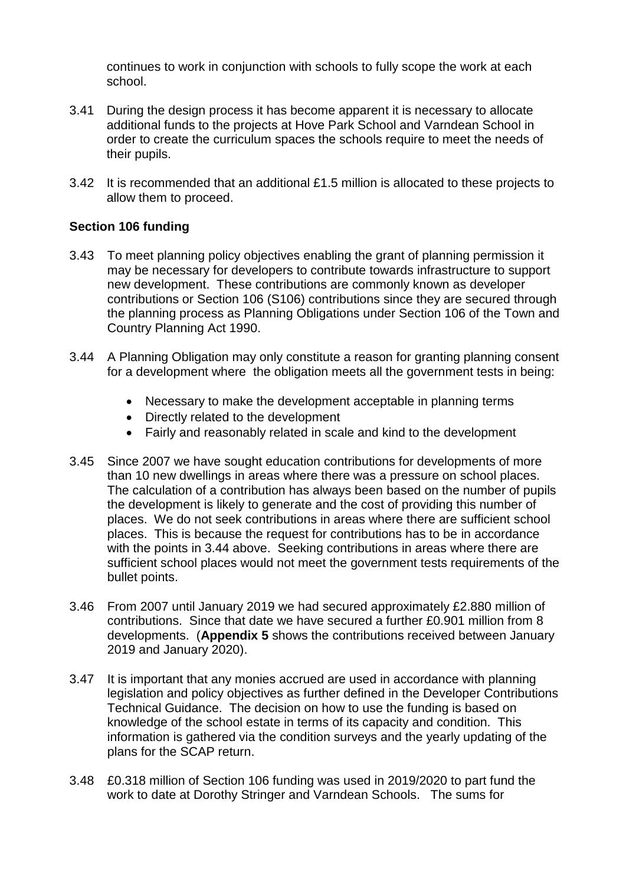continues to work in conjunction with schools to fully scope the work at each school.

3.41 During the design process it has become apparent it is necessary to allocate additional funds to the projects at Hove Park School and Varndean School in order to create the curriculum spaces the schools require to meet the needs of their pupils.

3.42 It is recommended that an additional £1.5 million is allocated to these projects to allow them to proceed.

**Section 106 funding**

3.43 To meet planning policy objectives enabling the grant of planning permission it may be necessary for developers to contribute towards infrastructure to support new development. These contributions are commonly known as developer contributions or Section 106 (S106) contributions since they are secured through the planning process as Planning Obligations under Section 106 of the Town and Country Planning Act 1990.

3.44 A Planning Obligation may only constitute a reason for granting planning consent for a development where the obligation meets all the government tests in being:

- Necessary to make the development acceptable in planning terms
- Directly related to the development
- Fairly and reasonably related in scale and kind to the development

3.45 Since 2007 we have sought education contributions for developments of more than 10 new dwellings in areas where there was a pressure on school places. The calculation of a contribution has always been based on the number of pupils the development is likely to generate and the cost of providing this number of places. We do not seek contributions in areas where there are sufficient school places. This is because the request for contributions has to be in accordance with the points in 3.44 above. Seeking contributions in areas where there are sufficient school places would not meet the government tests requirements of the bullet points.

3.46 From 2007 until January 2019 we had secured approximately £2.880 million of contributions. Since that date we have secured a further £0.901 million from 8 developments. (**Appendix 5** shows the contributions received between January 2019 and January 2020).

3.47 It is important that any monies accrued are used in accordance with planning legislation and policy objectives as further defined in the Developer Contributions Technical Guidance. The decision on how to use the funding is based on knowledge of the school estate in terms of its capacity and condition. This information is gathered via the condition surveys and the yearly updating of the plans for the SCAP return.

3.48 £0.318 million of Section 106 funding was used in 2019/2020 to part fund the work to date at Dorothy Stringer and Varndean Schools. The sums for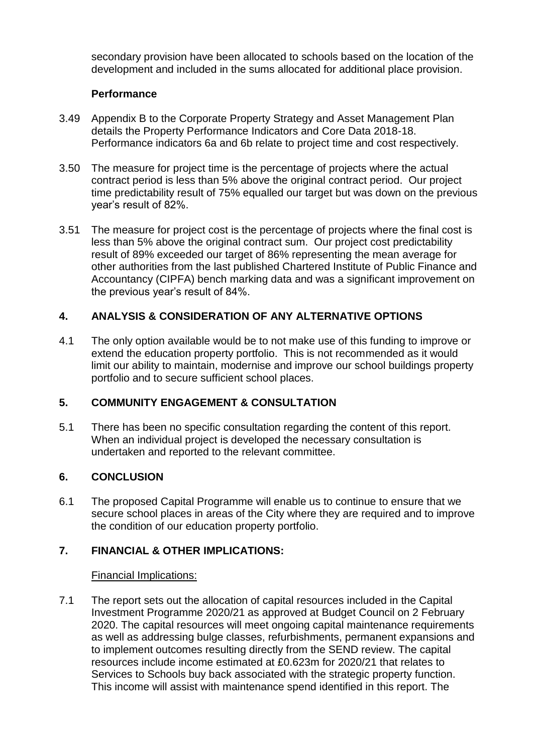secondary provision have been allocated to schools based on the location of the development and included in the sums allocated for additional place provision.

**Performance**

3.49 Appendix B to the Corporate Property Strategy and Asset Management Plan details the Property Performance Indicators and Core Data 2018-18. Performance indicators 6a and 6b relate to project time and cost respectively.

3.50 The measure for project time is the percentage of projects where the actual contract period is less than 5% above the original contract period. Our project time predictability result of 75% equalled our target but was down on the previous year's result of 82%.

3.51 The measure for project cost is the percentage of projects where the final cost is less than 5% above the original contract sum. Our project cost predictability result of 89% exceeded our target of 86% representing the mean average for other authorities from the last published Chartered Institute of Public Finance and Accountancy (CIPFA) bench marking data and was a significant improvement on the previous year's result of 84%.

## 4. ANALYSIS & CONSIDERATION OF ANY ALTERNATIVE OPTIONS

4.1 The only option available would be to not make use of this funding to improve or extend the education property portfolio. This is not recommended as it would limit our ability to maintain, modernise and improve our school buildings property portfolio and to secure sufficient school places.

## 5. COMMUNITY ENGAGEMENT & CONSULTATION

5.1 There has been no specific consultation regarding the content of this report. When an individual project is developed the necessary consultation is undertaken and reported to the relevant committee.

## 6. CONCLUSION

6.1 The proposed Capital Programme will enable us to continue to ensure that we secure school places in areas of the City where they are required and to improve the condition of our education property portfolio.

## 7. FINANCIAL & OTHER IMPLICATIONS:

Financial Implications:

7.1 The report sets out the allocation of capital resources included in the Capital Investment Programme 2020/21 as approved at Budget Council on 2 February 2020. The capital resources will meet ongoing capital maintenance requirements as well as addressing bulge classes, refurbishments, permanent expansions and to implement outcomes resulting directly from the SEND review. The capital resources include income estimated at £0.623m for 2020/21 that relates to Services to Schools buy back associated with the strategic property function. This income will assist with maintenance spend identified in this report. The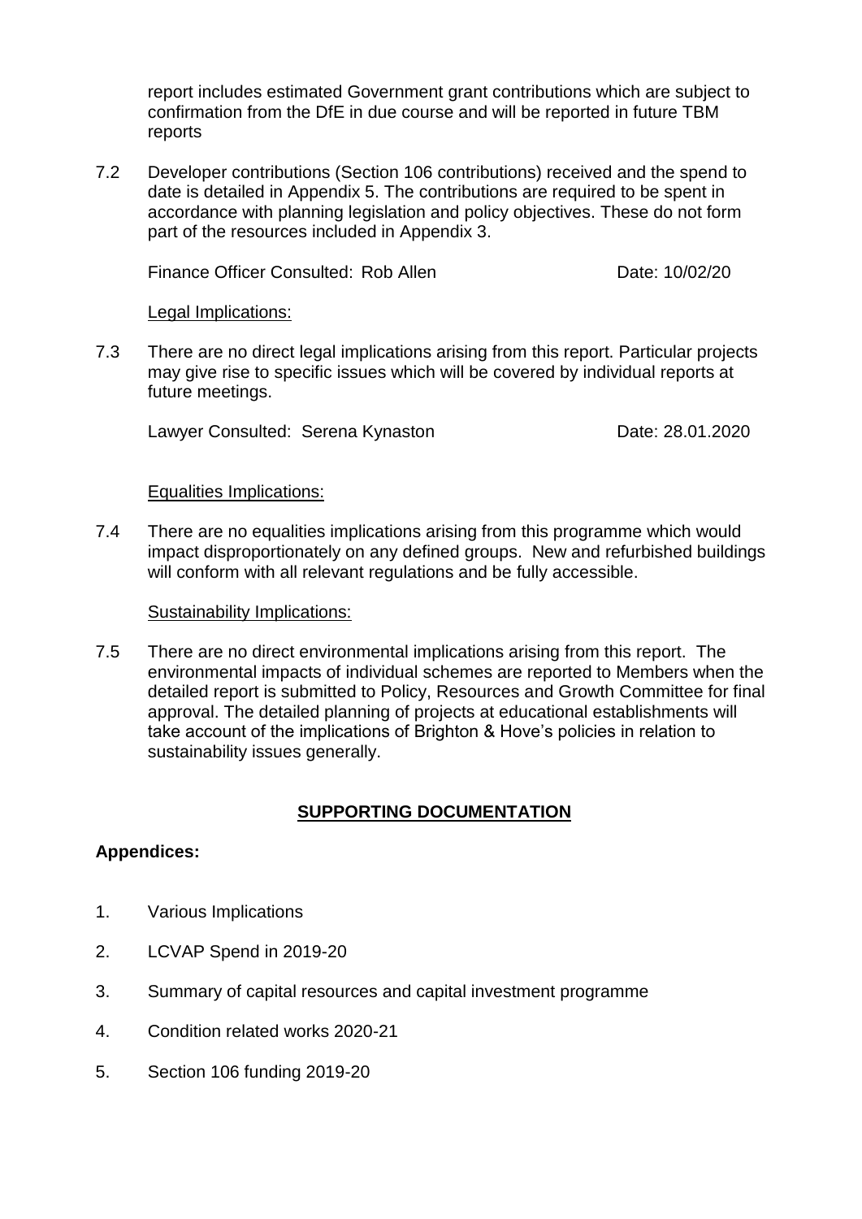report includes estimated Government grant contributions which are subject to confirmation from the DfE in due course and will be reported in future TBM reports

7.2 Developer contributions (Section 106 contributions) received and the spend to date is detailed in Appendix 5. The contributions are required to be spent in accordance with planning legislation and policy objectives. These do not form part of the resources included in Appendix 3.

Finance Officer Consulted: Rob Allen Date: 10/02/20

Legal Implications:

7.3 There are no direct legal implications arising from this report. Particular projects may give rise to specific issues which will be covered by individual reports at future meetings.

Lawyer Consulted: Serena Kynaston Date: 28.01.2020

Equalities Implications:

7.4 There are no equalities implications arising from this programme which would impact disproportionately on any defined groups. New and refurbished buildings will conform with all relevant regulations and be fully accessible.

Sustainability Implications:

7.5 There are no direct environmental implications arising from this report. The environmental impacts of individual schemes are reported to Members when the detailed report is submitted to Policy, Resources and Growth Committee for final approval. The detailed planning of projects at educational establishments will take account of the implications of Brighton & Hove's policies in relation to sustainability issues generally.

## SUPPORTING DOCUMENTATION

**Appendices:**

1. Various Implications
2. LCVAP Spend in 2019-20
3. Summary of capital resources and capital investment programme
4. Condition related works 2020-21
5. Section 106 funding 2019-20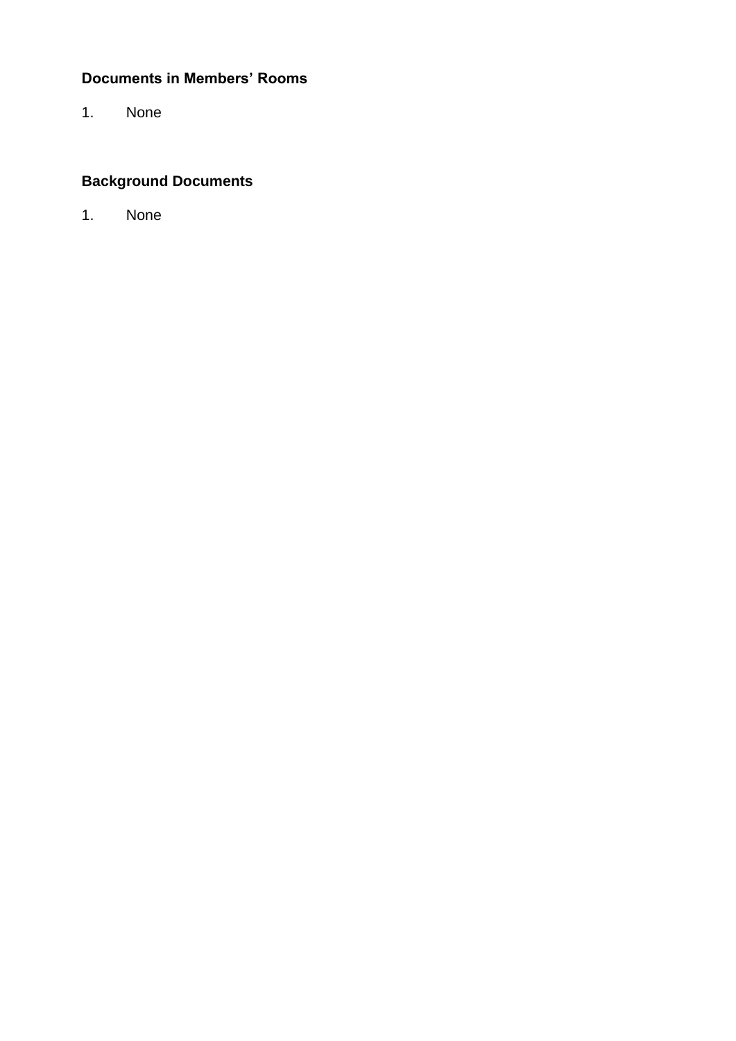**Documents in Members' Rooms**

1. None

**Background Documents**

1. None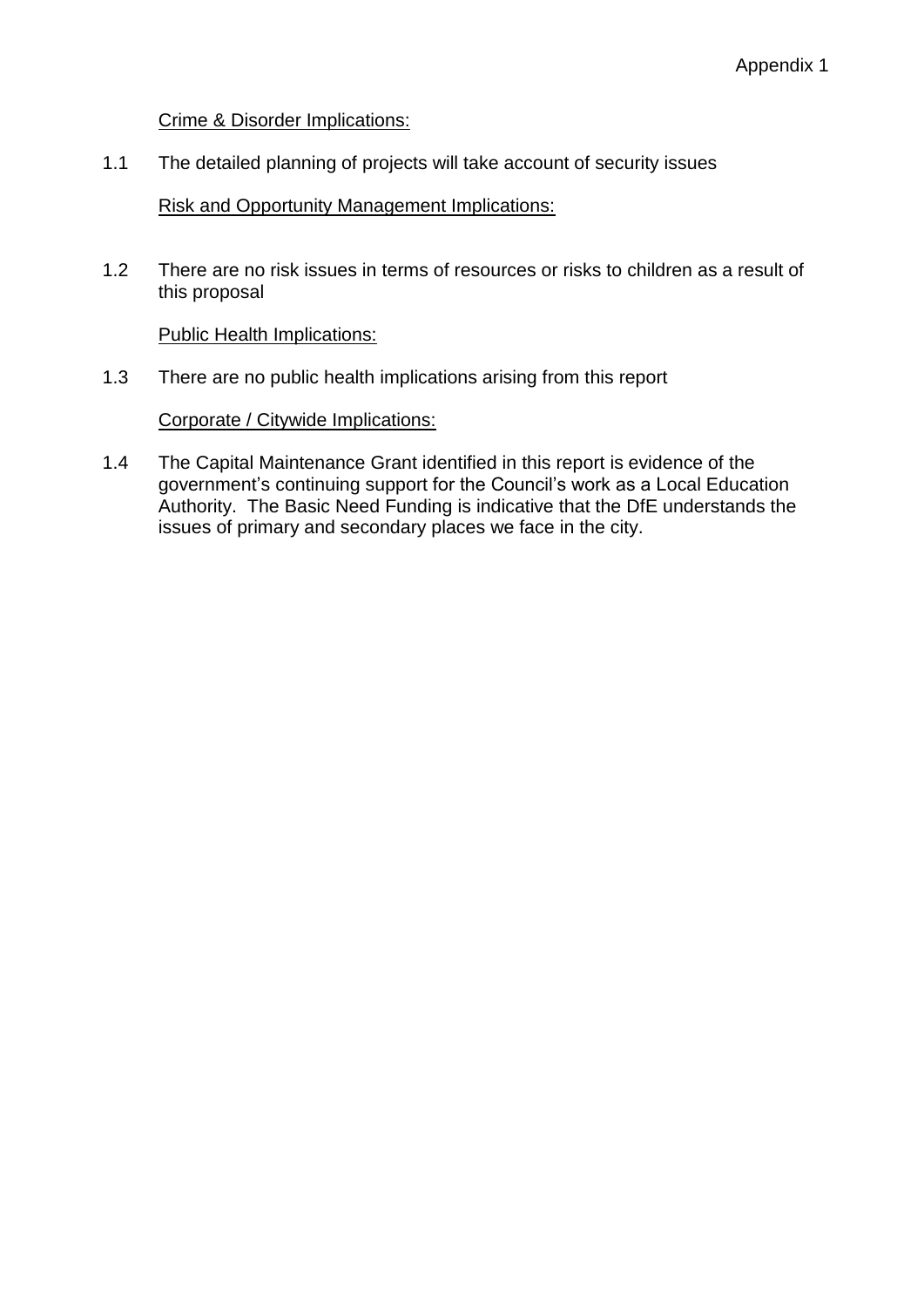Appendix 1

Crime & Disorder Implications:

1.1 The detailed planning of projects will take account of security issues

Risk and Opportunity Management Implications:

1.2 There are no risk issues in terms of resources or risks to children as a result of this proposal

Public Health Implications:

1.3 There are no public health implications arising from this report

Corporate / Citywide Implications:

1.4 The Capital Maintenance Grant identified in this report is evidence of the government's continuing support for the Council's work as a Local Education Authority. The Basic Need Funding is indicative that the DfE understands the issues of primary and secondary places we face in the city.